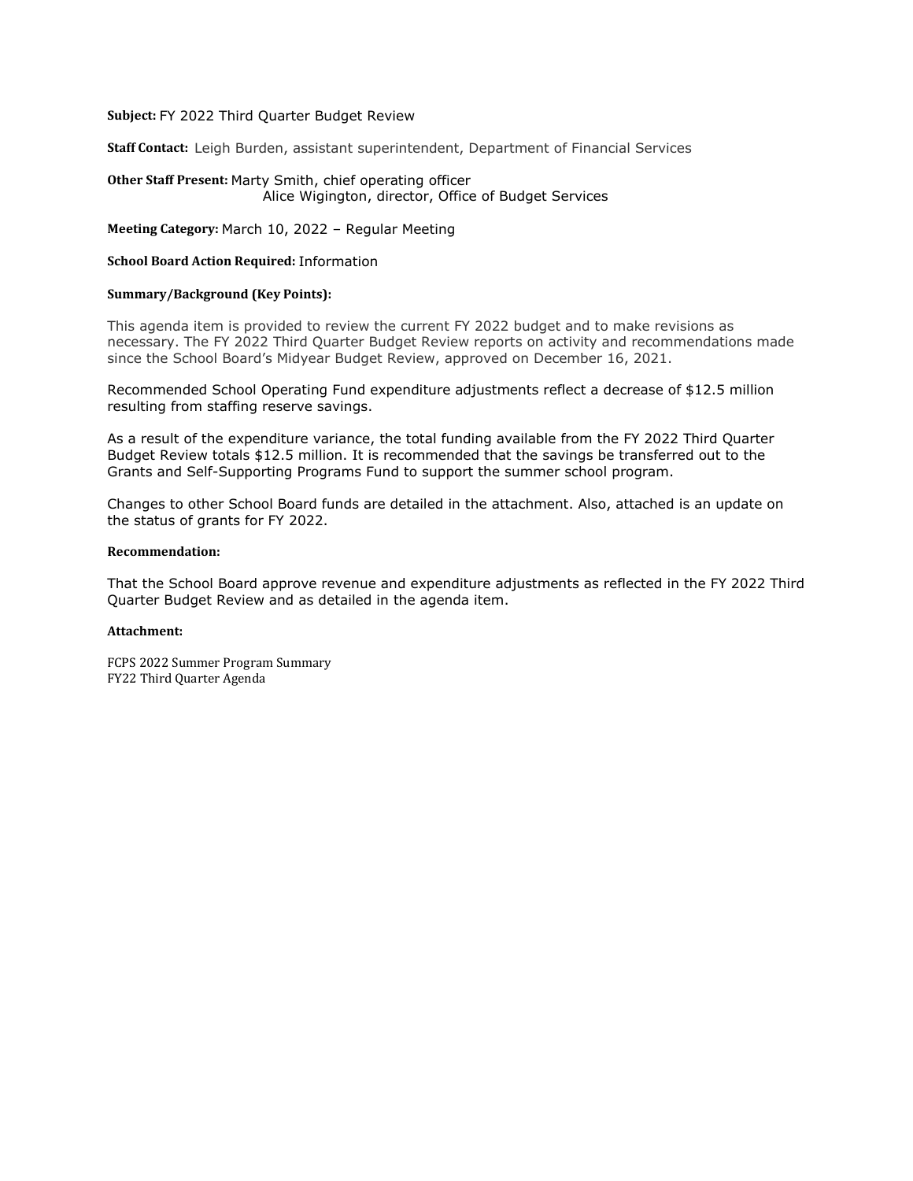**Subject:** FY 2022 Third Quarter Budget Review

**Staff Contact:** Leigh Burden, assistant superintendent, Department of Financial Services

**Other Staff Present:** Marty Smith, chief operating officer
Alice Wigington, director, Office of Budget Services

**Meeting Category:** March 10, 2022 – Regular Meeting

**School Board Action Required:** Information

**Summary/Background (Key Points):**

This agenda item is provided to review the current FY 2022 budget and to make revisions as necessary. The FY 2022 Third Quarter Budget Review reports on activity and recommendations made since the School Board's Midyear Budget Review, approved on December 16, 2021.

Recommended School Operating Fund expenditure adjustments reflect a decrease of $12.5 million resulting from staffing reserve savings.

As a result of the expenditure variance, the total funding available from the FY 2022 Third Quarter Budget Review totals $12.5 million. It is recommended that the savings be transferred out to the Grants and Self-Supporting Programs Fund to support the summer school program.

Changes to other School Board funds are detailed in the attachment. Also, attached is an update on the status of grants for FY 2022.

**Recommendation:**

That the School Board approve revenue and expenditure adjustments as reflected in the FY 2022 Third Quarter Budget Review and as detailed in the agenda item.

**Attachment:**

FCPS 2022 Summer Program Summary
FY22 Third Quarter Agenda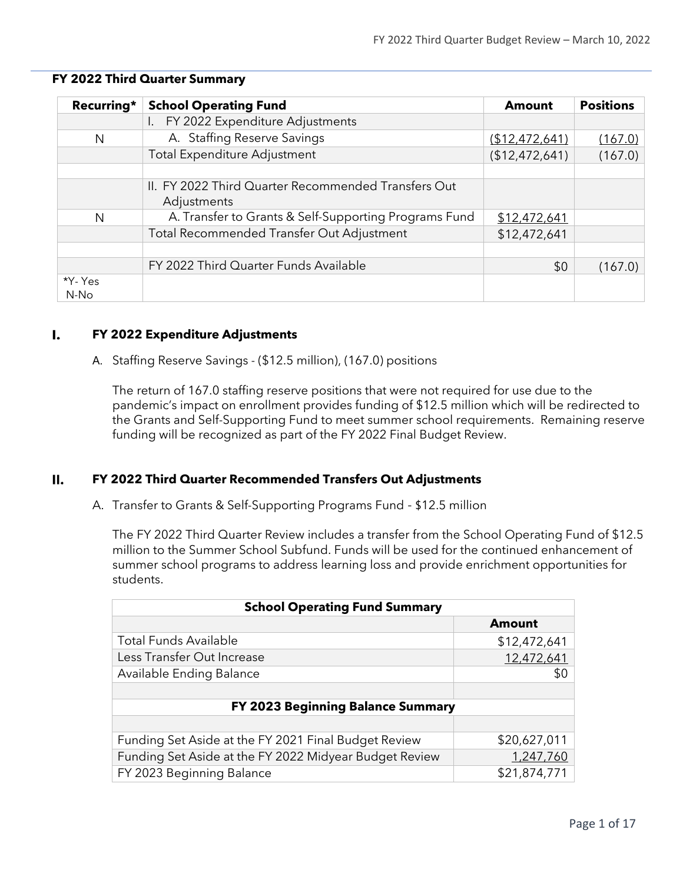**FY 2022 Third Quarter Summary**

| Recurring* | School Operating Fund | Amount | Positions |
|---|---|---|---|
| | I. FY 2022 Expenditure Adjustments | | |
| N | A. Staffing Reserve Savings | ($12,472,641) | (167.0) |
| | Total Expenditure Adjustment | ($12,472,641) | (167.0) |
| | | | |
| | II. FY 2022 Third Quarter Recommended Transfers Out Adjustments | | |
| N | A. Transfer to Grants & Self-Supporting Programs Fund | $12,472,641 | |
| | Total Recommended Transfer Out Adjustment | $12,472,641 | |
| | | | |
| | FY 2022 Third Quarter Funds Available | $0 | (167.0) |
| *Y- Yes N-No | | | |

## I. FY 2022 Expenditure Adjustments

A. Staffing Reserve Savings - ($12.5 million), (167.0) positions

The return of 167.0 staffing reserve positions that were not required for use due to the pandemic's impact on enrollment provides funding of $12.5 million which will be redirected to the Grants and Self-Supporting Fund to meet summer school requirements. Remaining reserve funding will be recognized as part of the FY 2022 Final Budget Review.

## II. FY 2022 Third Quarter Recommended Transfers Out Adjustments

A. Transfer to Grants & Self-Supporting Programs Fund - $12.5 million

The FY 2022 Third Quarter Review includes a transfer from the School Operating Fund of $12.5 million to the Summer School Subfund. Funds will be used for the continued enhancement of summer school programs to address learning loss and provide enrichment opportunities for students.

| School Operating Fund Summary | |
|---|---|
| | **Amount** |
| Total Funds Available | $12,472,641 |
| Less Transfer Out Increase | 12,472,641 |
| Available Ending Balance | $0 |
| | |
| **FY 2023 Beginning Balance Summary** | |
| | |
| Funding Set Aside at the FY 2021 Final Budget Review | $20,627,011 |
| Funding Set Aside at the FY 2022 Midyear Budget Review | 1,247,760 |
| FY 2023 Beginning Balance | $21,874,771 |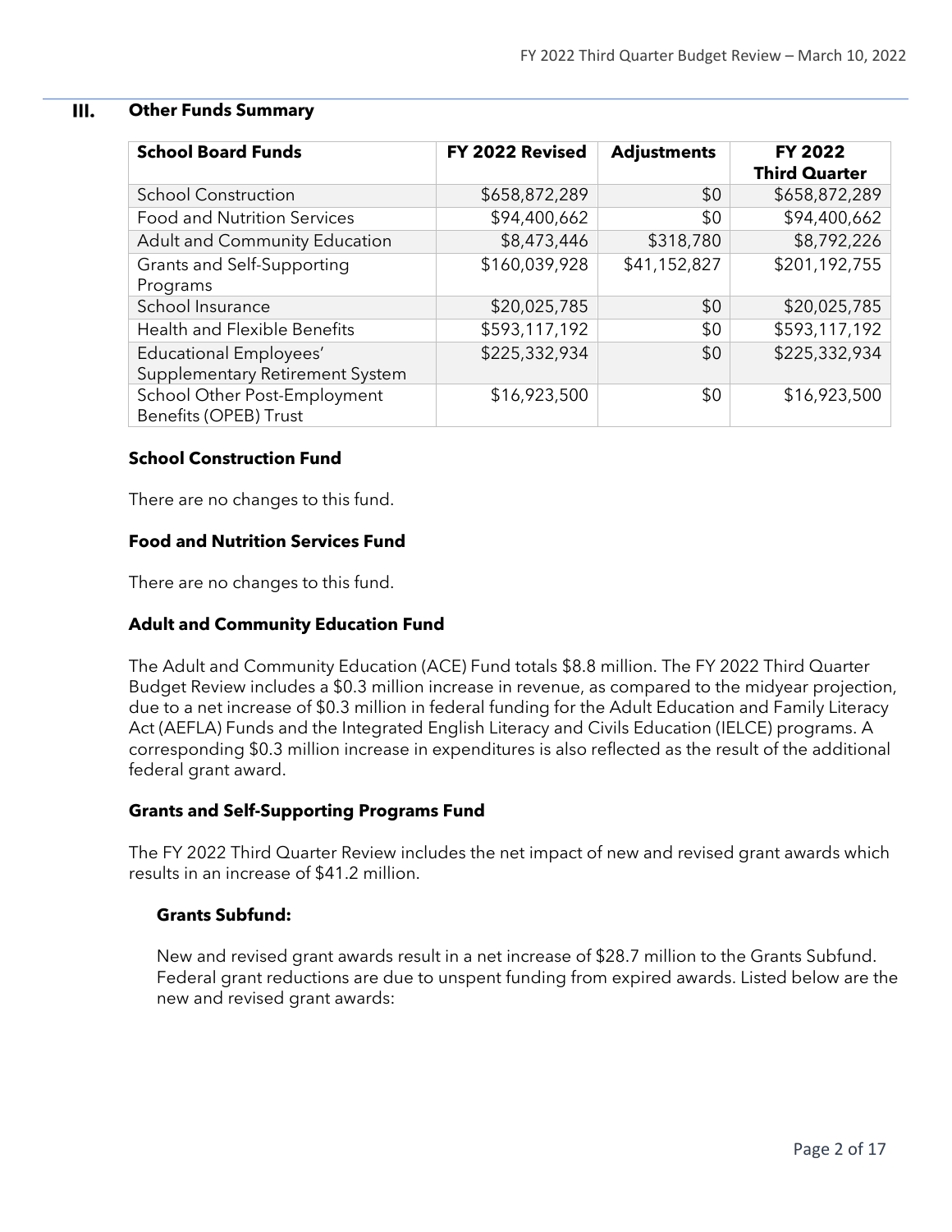## III. Other Funds Summary

| School Board Funds | FY 2022 Revised | Adjustments | FY 2022 Third Quarter |
|---|---|---|---|
| School Construction | $658,872,289 | $0 | $658,872,289 |
| Food and Nutrition Services | $94,400,662 | $0 | $94,400,662 |
| Adult and Community Education | $8,473,446 | $318,780 | $8,792,226 |
| Grants and Self-Supporting Programs | $160,039,928 | $41,152,827 | $201,192,755 |
| School Insurance | $20,025,785 | $0 | $20,025,785 |
| Health and Flexible Benefits | $593,117,192 | $0 | $593,117,192 |
| Educational Employees' Supplementary Retirement System | $225,332,934 | $0 | $225,332,934 |
| School Other Post-Employment Benefits (OPEB) Trust | $16,923,500 | $0 | $16,923,500 |

### School Construction Fund

There are no changes to this fund.

### Food and Nutrition Services Fund

There are no changes to this fund.

### Adult and Community Education Fund

The Adult and Community Education (ACE) Fund totals $8.8 million. The FY 2022 Third Quarter Budget Review includes a $0.3 million increase in revenue, as compared to the midyear projection, due to a net increase of $0.3 million in federal funding for the Adult Education and Family Literacy Act (AEFLA) Funds and the Integrated English Literacy and Civils Education (IELCE) programs. A corresponding $0.3 million increase in expenditures is also reflected as the result of the additional federal grant award.

### Grants and Self-Supporting Programs Fund

The FY 2022 Third Quarter Review includes the net impact of new and revised grant awards which results in an increase of $41.2 million.

#### Grants Subfund:

New and revised grant awards result in a net increase of $28.7 million to the Grants Subfund. Federal grant reductions are due to unspent funding from expired awards. Listed below are the new and revised grant awards: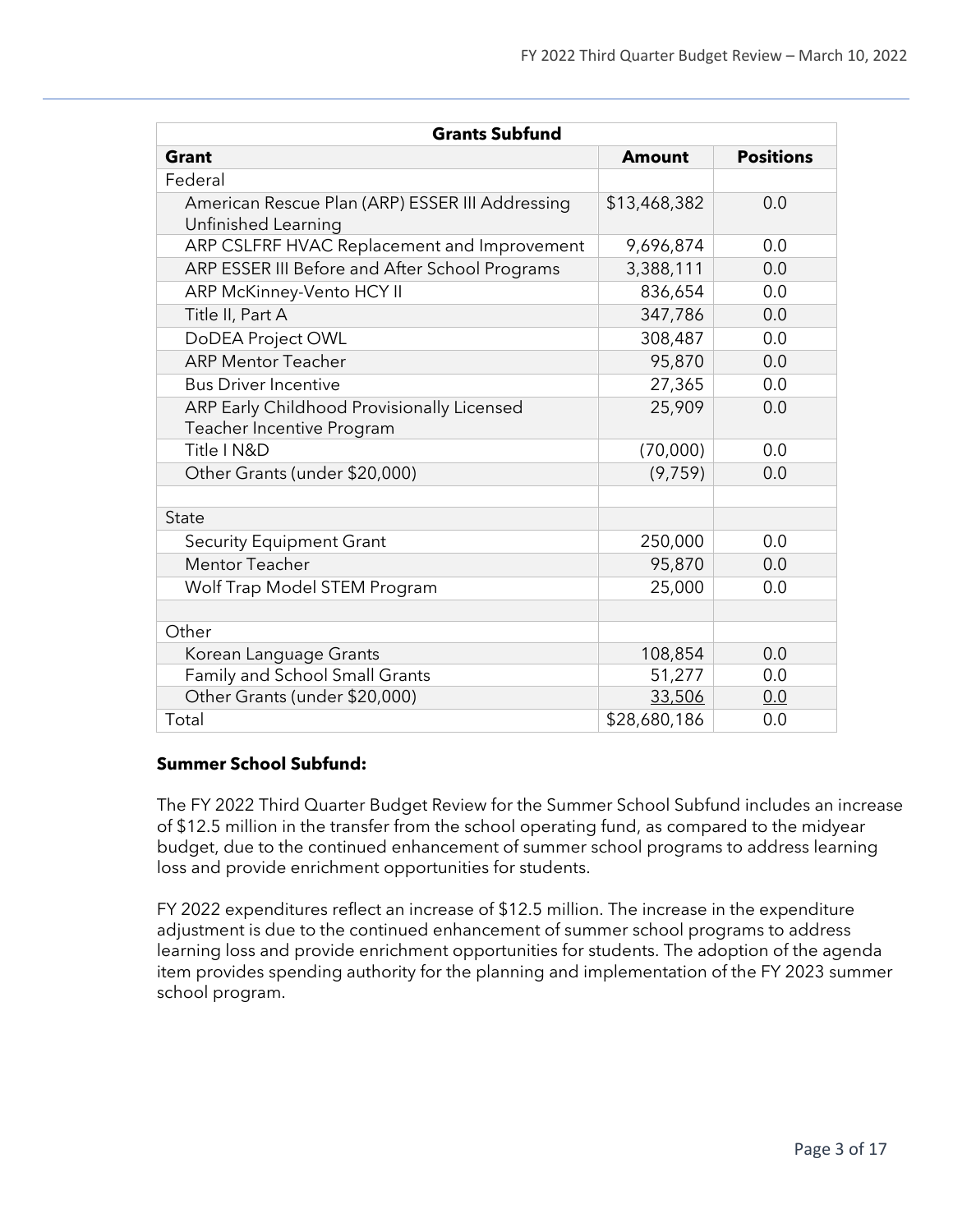| Grants Subfund | | |
|---|---|---|
| **Grant** | **Amount** | **Positions** |
| Federal | | |
| American Rescue Plan (ARP) ESSER III Addressing Unfinished Learning | $13,468,382 | 0.0 |
| ARP CSLFRF HVAC Replacement and Improvement | 9,696,874 | 0.0 |
| ARP ESSER III Before and After School Programs | 3,388,111 | 0.0 |
| ARP McKinney-Vento HCY II | 836,654 | 0.0 |
| Title II, Part A | 347,786 | 0.0 |
| DoDEA Project OWL | 308,487 | 0.0 |
| ARP Mentor Teacher | 95,870 | 0.0 |
| Bus Driver Incentive | 27,365 | 0.0 |
| ARP Early Childhood Provisionally Licensed Teacher Incentive Program | 25,909 | 0.0 |
| Title I N&D | (70,000) | 0.0 |
| Other Grants (under $20,000) | (9,759) | 0.0 |
| | | |
| State | | |
| Security Equipment Grant | 250,000 | 0.0 |
| Mentor Teacher | 95,870 | 0.0 |
| Wolf Trap Model STEM Program | 25,000 | 0.0 |
| | | |
| Other | | |
| Korean Language Grants | 108,854 | 0.0 |
| Family and School Small Grants | 51,277 | 0.0 |
| Other Grants (under $20,000) | 33,506 | 0.0 |
| Total | $28,680,186 | 0.0 |

**Summer School Subfund:**

The FY 2022 Third Quarter Budget Review for the Summer School Subfund includes an increase of $12.5 million in the transfer from the school operating fund, as compared to the midyear budget, due to the continued enhancement of summer school programs to address learning loss and provide enrichment opportunities for students.

FY 2022 expenditures reflect an increase of $12.5 million. The increase in the expenditure adjustment is due to the continued enhancement of summer school programs to address learning loss and provide enrichment opportunities for students. The adoption of the agenda item provides spending authority for the planning and implementation of the FY 2023 summer school program.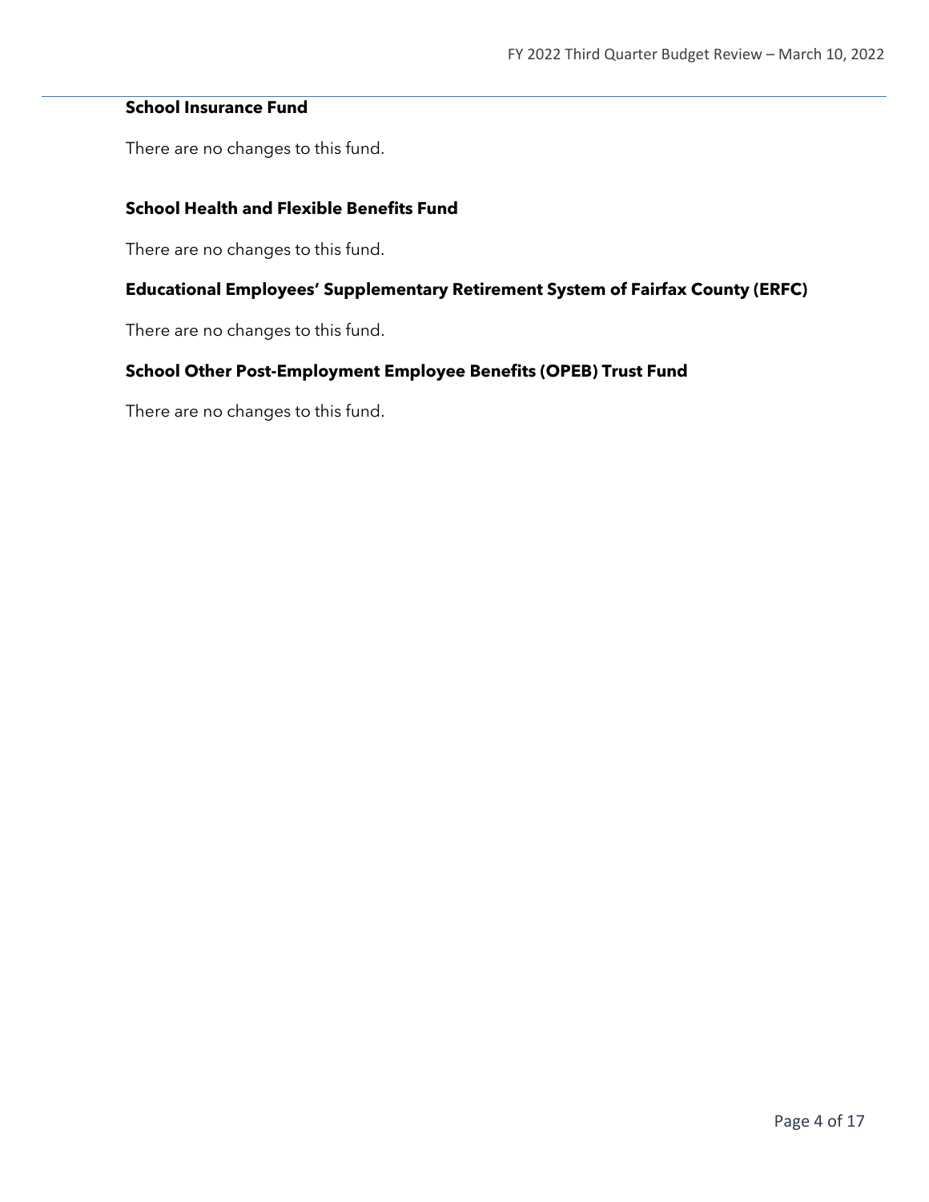### School Insurance Fund

There are no changes to this fund.

### School Health and Flexible Benefits Fund

There are no changes to this fund.

### Educational Employees' Supplementary Retirement System of Fairfax County (ERFC)

There are no changes to this fund.

### School Other Post-Employment Employee Benefits (OPEB) Trust Fund

There are no changes to this fund.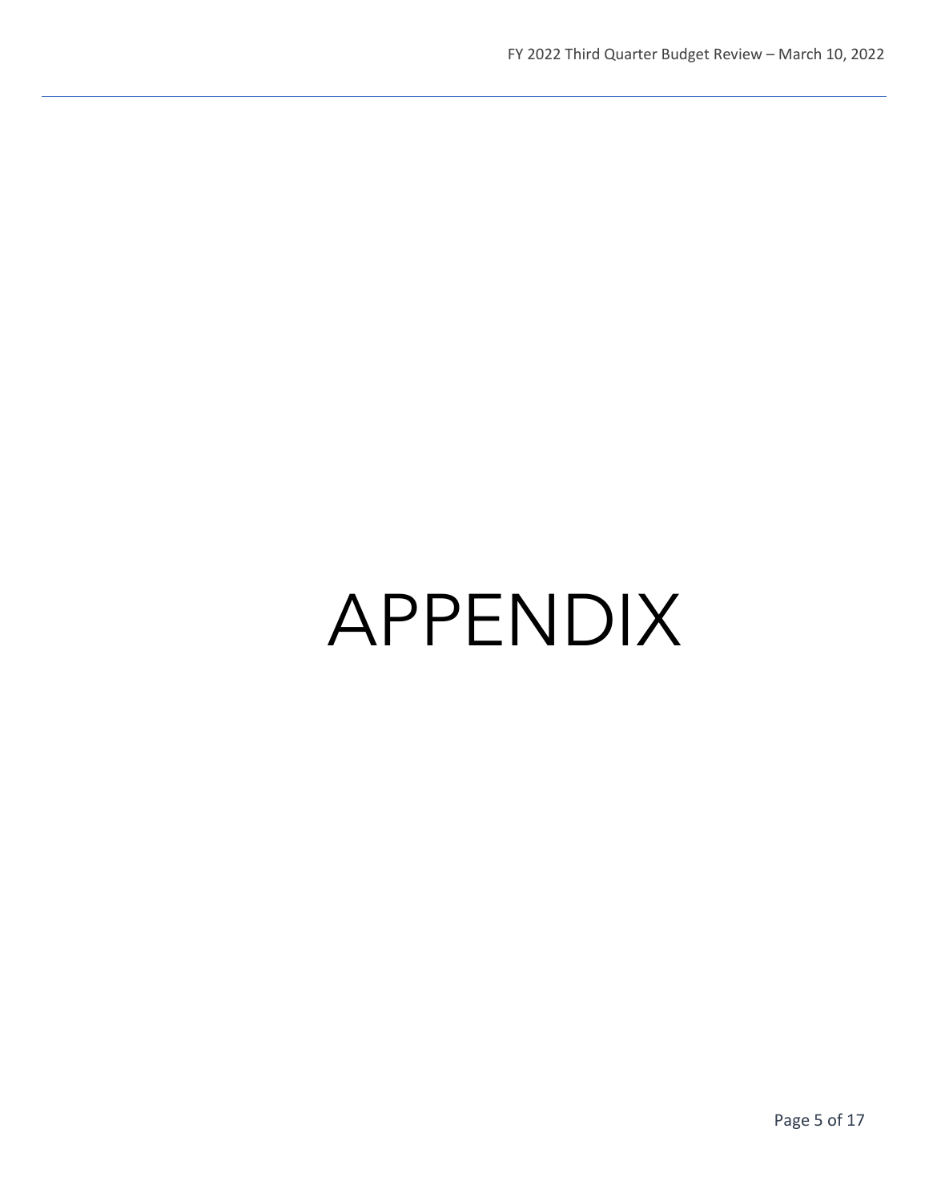# APPENDIX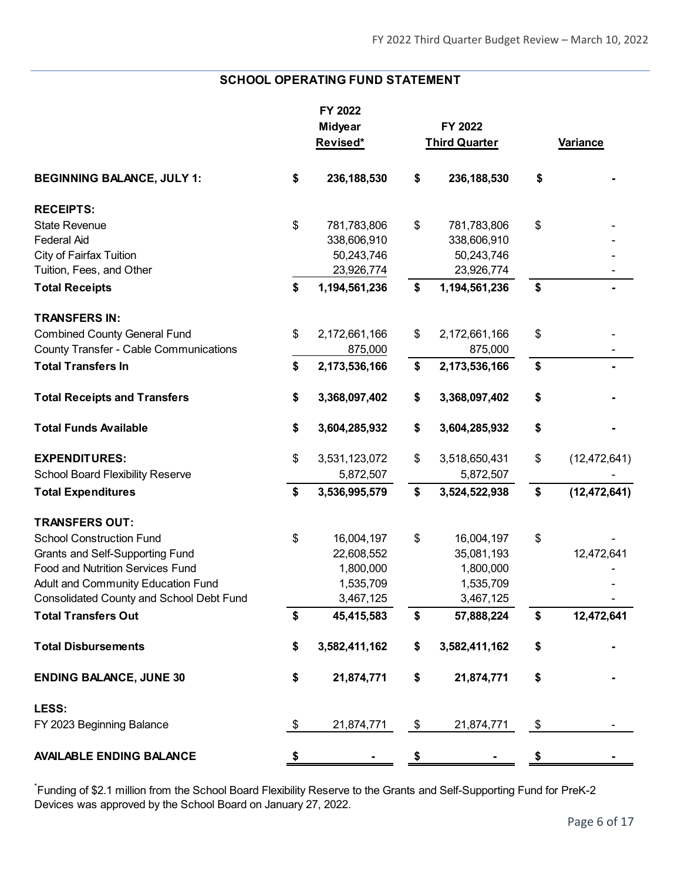## SCHOOL OPERATING FUND STATEMENT

| | FY 2022 Midyear Revised* | FY 2022 Third Quarter | Variance |
|---|---|---|---|
| **BEGINNING BALANCE, JULY 1:** | **$ 236,188,530** | **$ 236,188,530** | **$ -** |
| **RECEIPTS:** | | | |
| State Revenue | $ 781,783,806 | $ 781,783,806 | $ - |
| Federal Aid | 338,606,910 | 338,606,910 | - |
| City of Fairfax Tuition | 50,243,746 | 50,243,746 | - |
| Tuition, Fees, and Other | 23,926,774 | 23,926,774 | - |
| **Total Receipts** | **$ 1,194,561,236** | **$ 1,194,561,236** | **$ -** |
| **TRANSFERS IN:** | | | |
| Combined County General Fund | $ 2,172,661,166 | $ 2,172,661,166 | $ - |
| County Transfer - Cable Communications | 875,000 | 875,000 | - |
| **Total Transfers In** | **$ 2,173,536,166** | **$ 2,173,536,166** | **$ -** |
| **Total Receipts and Transfers** | **$ 3,368,097,402** | **$ 3,368,097,402** | **$ -** |
| **Total Funds Available** | **$ 3,604,285,932** | **$ 3,604,285,932** | **$ -** |
| **EXPENDITURES:** | $ 3,531,123,072 | $ 3,518,650,431 | $ (12,472,641) |
| School Board Flexibility Reserve | 5,872,507 | 5,872,507 | - |
| **Total Expenditures** | **$ 3,536,995,579** | **$ 3,524,522,938** | **$ (12,472,641)** |
| **TRANSFERS OUT:** | | | |
| School Construction Fund | $ 16,004,197 | $ 16,004,197 | $ - |
| Grants and Self-Supporting Fund | 22,608,552 | 35,081,193 | 12,472,641 |
| Food and Nutrition Services Fund | 1,800,000 | 1,800,000 | - |
| Adult and Community Education Fund | 1,535,709 | 1,535,709 | - |
| Consolidated County and School Debt Fund | 3,467,125 | 3,467,125 | - |
| **Total Transfers Out** | **$ 45,415,583** | **$ 57,888,224** | **$ 12,472,641** |
| **Total Disbursements** | **$ 3,582,411,162** | **$ 3,582,411,162** | **$ -** |
| **ENDING BALANCE, JUNE 30** | **$ 21,874,771** | **$ 21,874,771** | **$ -** |
| **LESS:** | | | |
| FY 2023 Beginning Balance | $ 21,874,771 | $ 21,874,771 | $ - |
| **AVAILABLE ENDING BALANCE** | **$ -** | **$ -** | **$ -** |

*Funding of $2.1 million from the School Board Flexibility Reserve to the Grants and Self-Supporting Fund for PreK-2 Devices was approved by the School Board on January 27, 2022.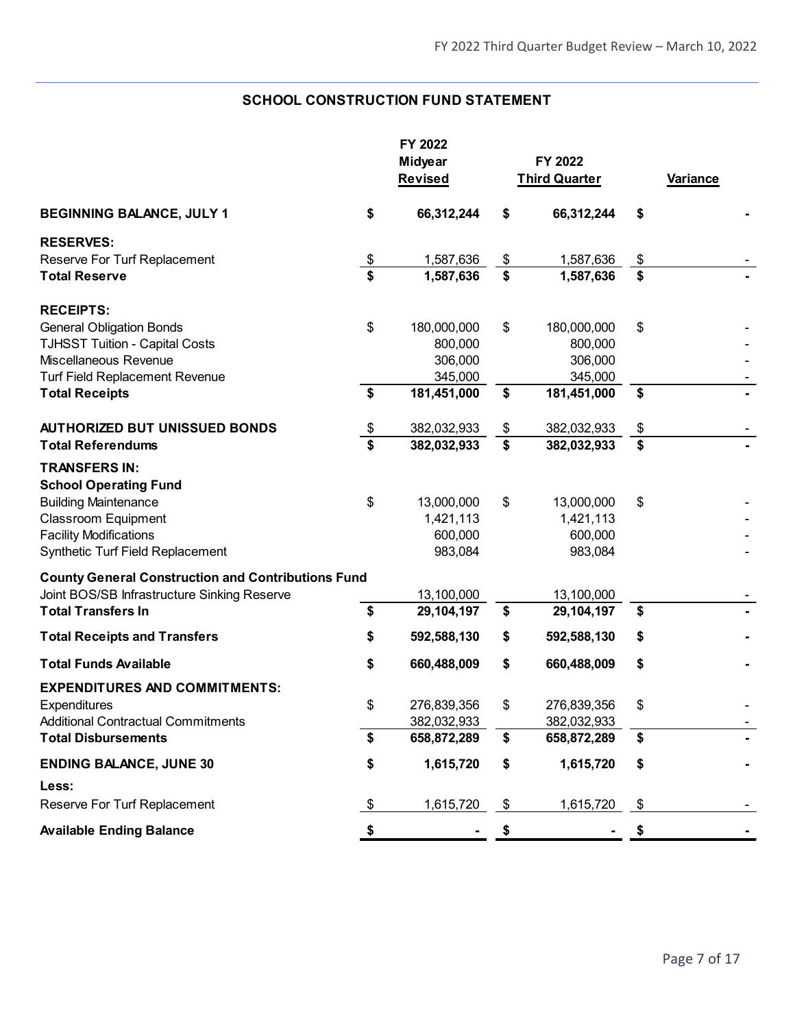## SCHOOL CONSTRUCTION FUND STATEMENT

| | FY 2022 Midyear Revised | FY 2022 Third Quarter | Variance |
|---|---|---|---|
| **BEGINNING BALANCE, JULY 1** | **$ 66,312,244** | **$ 66,312,244** | **$ -** |
| **RESERVES:** | | | |
| Reserve For Turf Replacement | $ 1,587,636 | $ 1,587,636 | $ - |
| **Total Reserve** | **$ 1,587,636** | **$ 1,587,636** | **$ -** |
| **RECEIPTS:** | | | |
| General Obligation Bonds | $ 180,000,000 | $ 180,000,000 | $ - |
| TJHSST Tuition - Capital Costs | 800,000 | 800,000 | - |
| Miscellaneous Revenue | 306,000 | 306,000 | - |
| Turf Field Replacement Revenue | 345,000 | 345,000 | - |
| **Total Receipts** | **$ 181,451,000** | **$ 181,451,000** | **$ -** |
| **AUTHORIZED BUT UNISSUED BONDS** | $ 382,032,933 | $ 382,032,933 | $ - |
| **Total Referendums** | **$ 382,032,933** | **$ 382,032,933** | **$ -** |
| **TRANSFERS IN:** | | | |
| **School Operating Fund** | | | |
| Building Maintenance | $ 13,000,000 | $ 13,000,000 | $ - |
| Classroom Equipment | 1,421,113 | 1,421,113 | - |
| Facility Modifications | 600,000 | 600,000 | - |
| Synthetic Turf Field Replacement | 983,084 | 983,084 | - |
| **County General Construction and Contributions Fund** | | | |
| Joint BOS/SB Infrastructure Sinking Reserve | 13,100,000 | 13,100,000 | - |
| **Total Transfers In** | **$ 29,104,197** | **$ 29,104,197** | **$ -** |
| **Total Receipts and Transfers** | **$ 592,588,130** | **$ 592,588,130** | **$ -** |
| **Total Funds Available** | **$ 660,488,009** | **$ 660,488,009** | **$ -** |
| **EXPENDITURES AND COMMITMENTS:** | | | |
| Expenditures | $ 276,839,356 | $ 276,839,356 | $ - |
| Additional Contractual Commitments | 382,032,933 | 382,032,933 | - |
| **Total Disbursements** | **$ 658,872,289** | **$ 658,872,289** | **$ -** |
| **ENDING BALANCE, JUNE 30** | **$ 1,615,720** | **$ 1,615,720** | **$ -** |
| **Less:** | | | |
| Reserve For Turf Replacement | $ 1,615,720 | $ 1,615,720 | $ - |
| **Available Ending Balance** | **$ -** | **$ -** | **$ -** |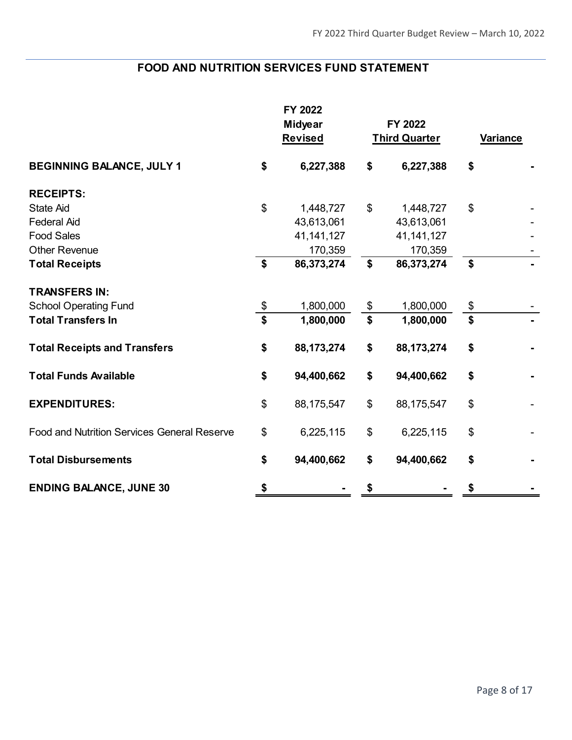## FOOD AND NUTRITION SERVICES FUND STATEMENT

| | FY 2022 Midyear Revised | FY 2022 Third Quarter | Variance |
|---|---|---|---|
| **BEGINNING BALANCE, JULY 1** | **$ 6,227,388** | **$ 6,227,388** | **$ -** |
| **RECEIPTS:** | | | |
| State Aid | $ 1,448,727 | $ 1,448,727 | $ - |
| Federal Aid | 43,613,061 | 43,613,061 | - |
| Food Sales | 41,141,127 | 41,141,127 | - |
| Other Revenue | 170,359 | 170,359 | - |
| **Total Receipts** | **$ 86,373,274** | **$ 86,373,274** | **$ -** |
| **TRANSFERS IN:** | | | |
| School Operating Fund | $ 1,800,000 | $ 1,800,000 | $ - |
| **Total Transfers In** | **$ 1,800,000** | **$ 1,800,000** | **$ -** |
| **Total Receipts and Transfers** | **$ 88,173,274** | **$ 88,173,274** | **$ -** |
| **Total Funds Available** | **$ 94,400,662** | **$ 94,400,662** | **$ -** |
| **EXPENDITURES:** | $ 88,175,547 | $ 88,175,547 | $ - |
| Food and Nutrition Services General Reserve | $ 6,225,115 | $ 6,225,115 | $ - |
| **Total Disbursements** | **$ 94,400,662** | **$ 94,400,662** | **$ -** |
| **ENDING BALANCE, JUNE 30** | **$ -** | **$ -** | **$ -** |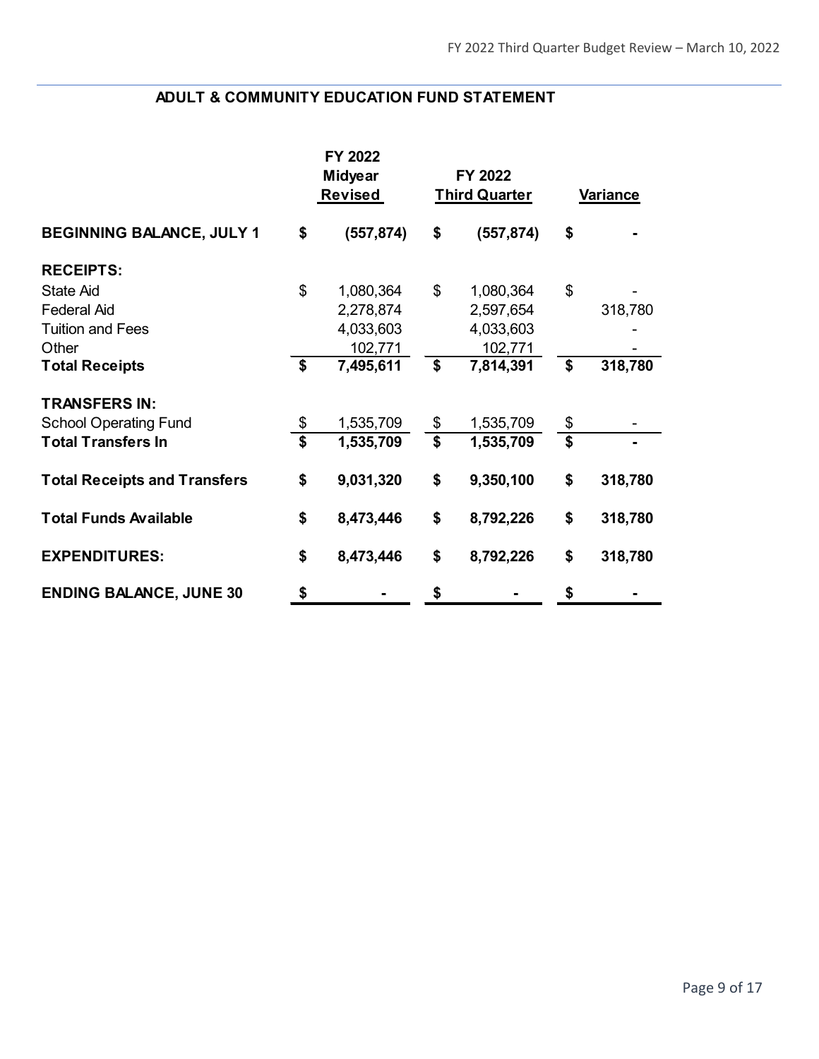## ADULT & COMMUNITY EDUCATION FUND STATEMENT

| | FY 2022 Midyear Revised | FY 2022 Third Quarter | Variance |
|---|---|---|---|
| **BEGINNING BALANCE, JULY 1** | **$ (557,874)** | **$ (557,874)** | **$ -** |
| **RECEIPTS:** | | | |
| State Aid | $ 1,080,364 | $ 1,080,364 | $ - |
| Federal Aid | 2,278,874 | 2,597,654 | 318,780 |
| Tuition and Fees | 4,033,603 | 4,033,603 | - |
| Other | 102,771 | 102,771 | - |
| **Total Receipts** | **$ 7,495,611** | **$ 7,814,391** | **$ 318,780** |
| **TRANSFERS IN:** | | | |
| School Operating Fund | $ 1,535,709 | $ 1,535,709 | $ - |
| **Total Transfers In** | **$ 1,535,709** | **$ 1,535,709** | **$ -** |
| **Total Receipts and Transfers** | **$ 9,031,320** | **$ 9,350,100** | **$ 318,780** |
| **Total Funds Available** | **$ 8,473,446** | **$ 8,792,226** | **$ 318,780** |
| **EXPENDITURES:** | **$ 8,473,446** | **$ 8,792,226** | **$ 318,780** |
| **ENDING BALANCE, JUNE 30** | **$ -** | **$ -** | **$ -** |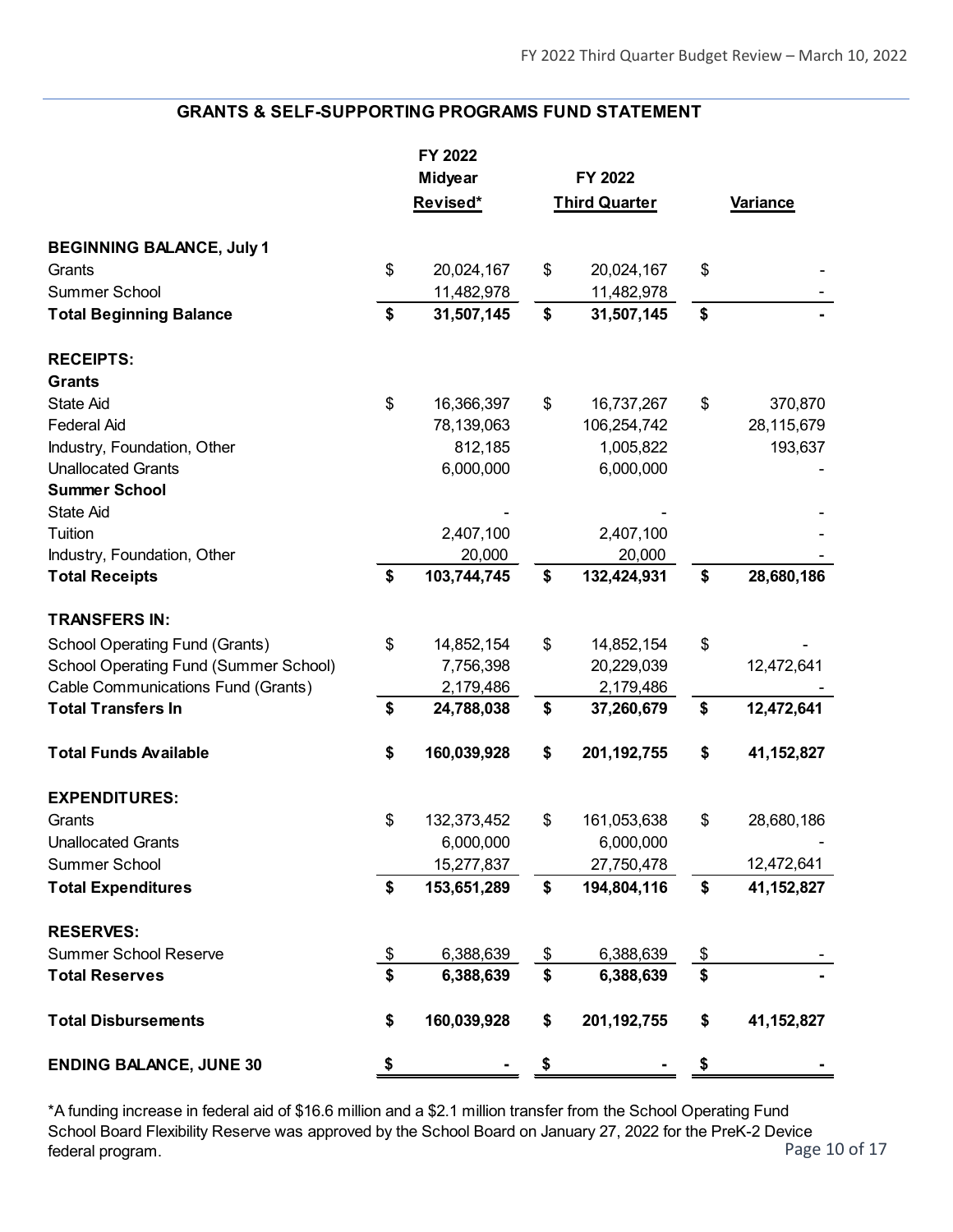## GRANTS & SELF-SUPPORTING PROGRAMS FUND STATEMENT

| | FY 2022 Midyear Revised* | FY 2022 Third Quarter | Variance |
|---|---|---|---|
| **BEGINNING BALANCE, July 1** | | | |
| Grants | $ 20,024,167 | $ 20,024,167 | $ - |
| Summer School | 11,482,978 | 11,482,978 | - |
| **Total Beginning Balance** | **$ 31,507,145** | **$ 31,507,145** | **$ -** |
| **RECEIPTS:** | | | |
| **Grants** | | | |
| State Aid | $ 16,366,397 | $ 16,737,267 | $ 370,870 |
| Federal Aid | 78,139,063 | 106,254,742 | 28,115,679 |
| Industry, Foundation, Other | 812,185 | 1,005,822 | 193,637 |
| Unallocated Grants | 6,000,000 | 6,000,000 | - |
| **Summer School** | | | |
| State Aid | - | - | - |
| Tuition | 2,407,100 | 2,407,100 | - |
| Industry, Foundation, Other | 20,000 | 20,000 | - |
| **Total Receipts** | **$ 103,744,745** | **$ 132,424,931** | **$ 28,680,186** |
| **TRANSFERS IN:** | | | |
| School Operating Fund (Grants) | $ 14,852,154 | $ 14,852,154 | $ - |
| School Operating Fund (Summer School) | 7,756,398 | 20,229,039 | 12,472,641 |
| Cable Communications Fund (Grants) | 2,179,486 | 2,179,486 | - |
| **Total Transfers In** | **$ 24,788,038** | **$ 37,260,679** | **$ 12,472,641** |
| **Total Funds Available** | **$ 160,039,928** | **$ 201,192,755** | **$ 41,152,827** |
| **EXPENDITURES:** | | | |
| Grants | $ 132,373,452 | $ 161,053,638 | $ 28,680,186 |
| Unallocated Grants | 6,000,000 | 6,000,000 | - |
| Summer School | 15,277,837 | 27,750,478 | 12,472,641 |
| **Total Expenditures** | **$ 153,651,289** | **$ 194,804,116** | **$ 41,152,827** |
| **RESERVES:** | | | |
| Summer School Reserve | $ 6,388,639 | $ 6,388,639 | $ - |
| **Total Reserves** | **$ 6,388,639** | **$ 6,388,639** | **$ -** |
| **Total Disbursements** | **$ 160,039,928** | **$ 201,192,755** | **$ 41,152,827** |
| **ENDING BALANCE, JUNE 30** | **$ -** | **$ -** | **$ -** |

*A funding increase in federal aid of $16.6 million and a $2.1 million transfer from the School Operating Fund School Board Flexibility Reserve was approved by the School Board on January 27, 2022 for the PreK-2 Device federal program.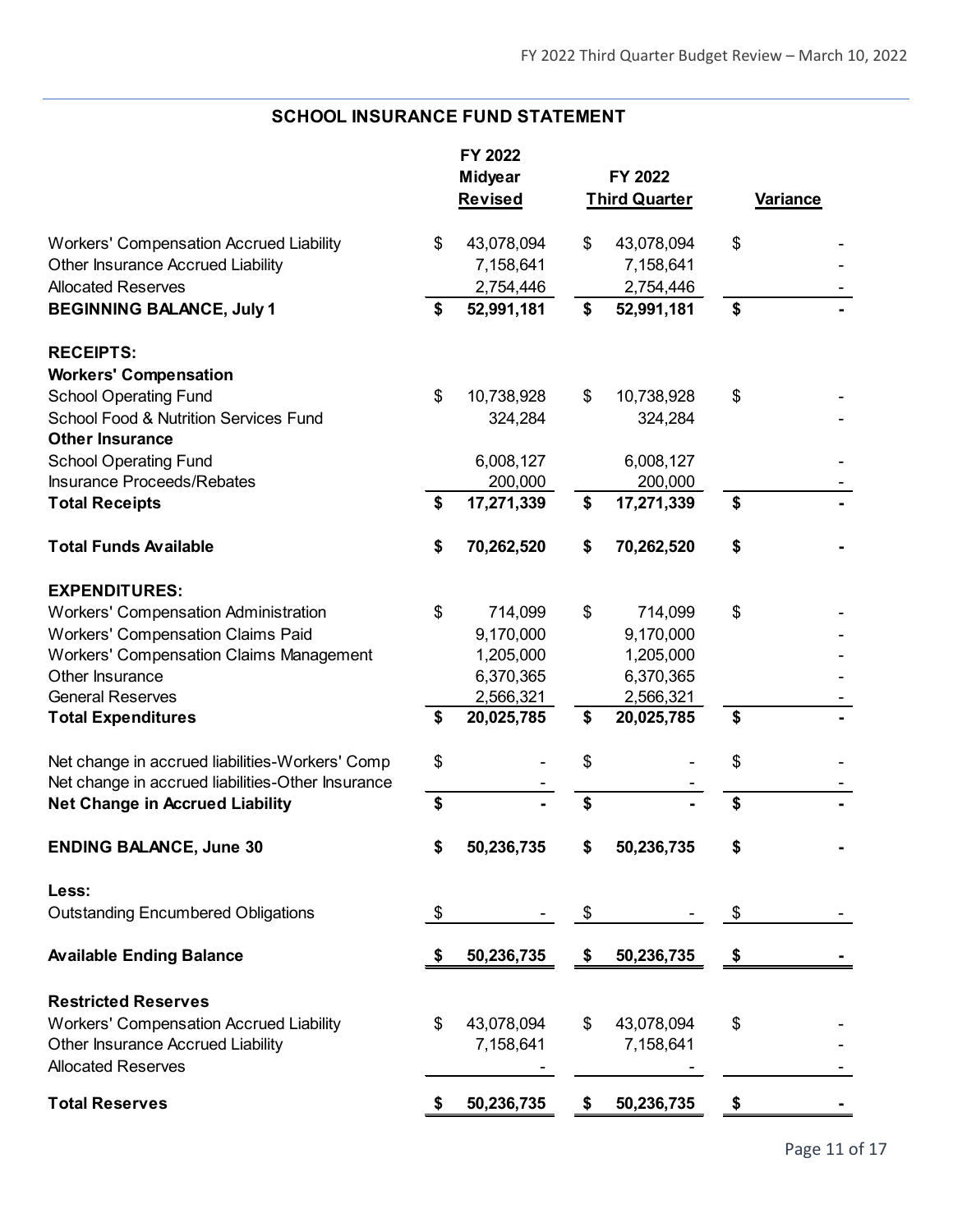## SCHOOL INSURANCE FUND STATEMENT

| | FY 2022 Midyear Revised | FY 2022 Third Quarter | Variance |
|---|---|---|---|
| Workers' Compensation Accrued Liability | $ 43,078,094 | $ 43,078,094 | $ - |
| Other Insurance Accrued Liability | 7,158,641 | 7,158,641 | - |
| Allocated Reserves | 2,754,446 | 2,754,446 | - |
| **BEGINNING BALANCE, July 1** | **$ 52,991,181** | **$ 52,991,181** | **$ -** |
| | | | |
| **RECEIPTS:** | | | |
| **Workers' Compensation** | | | |
| School Operating Fund | $ 10,738,928 | $ 10,738,928 | $ - |
| School Food & Nutrition Services Fund | 324,284 | 324,284 | - |
| **Other Insurance** | | | |
| School Operating Fund | 6,008,127 | 6,008,127 | - |
| Insurance Proceeds/Rebates | 200,000 | 200,000 | - |
| **Total Receipts** | **$ 17,271,339** | **$ 17,271,339** | **$ -** |
| | | | |
| **Total Funds Available** | **$ 70,262,520** | **$ 70,262,520** | **$ -** |
| | | | |
| **EXPENDITURES:** | | | |
| Workers' Compensation Administration | $ 714,099 | $ 714,099 | $ - |
| Workers' Compensation Claims Paid | 9,170,000 | 9,170,000 | - |
| Workers' Compensation Claims Management | 1,205,000 | 1,205,000 | - |
| Other Insurance | 6,370,365 | 6,370,365 | - |
| General Reserves | 2,566,321 | 2,566,321 | - |
| **Total Expenditures** | **$ 20,025,785** | **$ 20,025,785** | **$ -** |
| | | | |
| Net change in accrued liabilities-Workers' Comp | $ - | $ - | $ - |
| Net change in accrued liabilities-Other Insurance | - | - | - |
| **Net Change in Accrued Liability** | **$ -** | **$ -** | **$ -** |
| | | | |
| **ENDING BALANCE, June 30** | **$ 50,236,735** | **$ 50,236,735** | **$ -** |
| | | | |
| **Less:** | | | |
| Outstanding Encumbered Obligations | $ - | $ - | $ - |
| | | | |
| **Available Ending Balance** | **$ 50,236,735** | **$ 50,236,735** | **$ -** |
| | | | |
| **Restricted Reserves** | | | |
| Workers' Compensation Accrued Liability | $ 43,078,094 | $ 43,078,094 | $ - |
| Other Insurance Accrued Liability | 7,158,641 | 7,158,641 | - |
| Allocated Reserves | - | - | - |
| | | | |
| **Total Reserves** | **$ 50,236,735** | **$ 50,236,735** | **$ -** |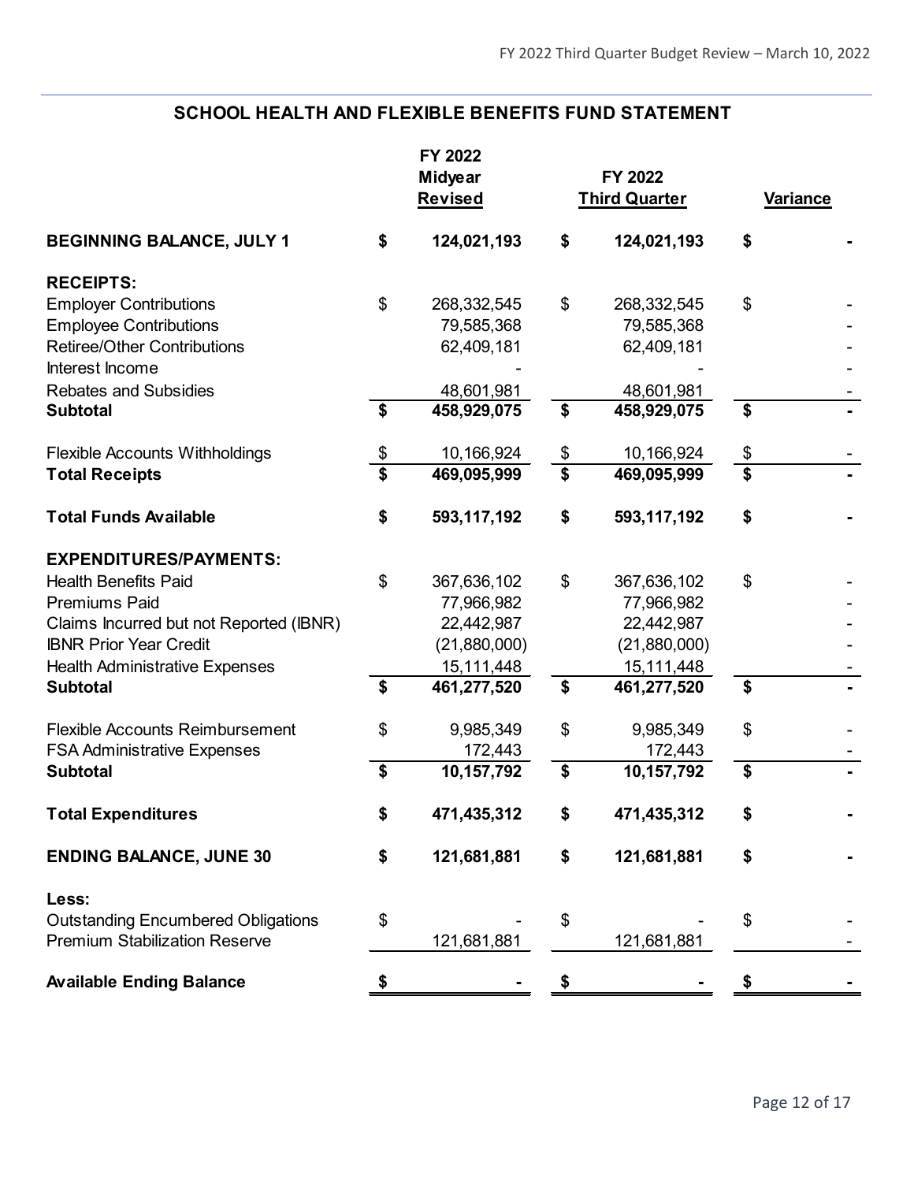## SCHOOL HEALTH AND FLEXIBLE BENEFITS FUND STATEMENT

| | FY 2022 Midyear Revised | FY 2022 Third Quarter | Variance |
|---|---|---|---|
| **BEGINNING BALANCE, JULY 1** | **$ 124,021,193** | **$ 124,021,193** | **$ -** |
| **RECEIPTS:** | | | |
| Employer Contributions | $ 268,332,545 | $ 268,332,545 | $ - |
| Employee Contributions | 79,585,368 | 79,585,368 | - |
| Retiree/Other Contributions | 62,409,181 | 62,409,181 | - |
| Interest Income | - | - | - |
| Rebates and Subsidies | 48,601,981 | 48,601,981 | - |
| **Subtotal** | **$ 458,929,075** | **$ 458,929,075** | **$ -** |
| Flexible Accounts Withholdings | $ 10,166,924 | $ 10,166,924 | $ - |
| **Total Receipts** | **$ 469,095,999** | **$ 469,095,999** | **$ -** |
| **Total Funds Available** | **$ 593,117,192** | **$ 593,117,192** | **$ -** |
| **EXPENDITURES/PAYMENTS:** | | | |
| Health Benefits Paid | $ 367,636,102 | $ 367,636,102 | $ - |
| Premiums Paid | 77,966,982 | 77,966,982 | - |
| Claims Incurred but not Reported (IBNR) | 22,442,987 | 22,442,987 | - |
| IBNR Prior Year Credit | (21,880,000) | (21,880,000) | - |
| Health Administrative Expenses | 15,111,448 | 15,111,448 | - |
| **Subtotal** | **$ 461,277,520** | **$ 461,277,520** | **$ -** |
| Flexible Accounts Reimbursement | $ 9,985,349 | $ 9,985,349 | $ - |
| FSA Administrative Expenses | 172,443 | 172,443 | - |
| **Subtotal** | **$ 10,157,792** | **$ 10,157,792** | **$ -** |
| **Total Expenditures** | **$ 471,435,312** | **$ 471,435,312** | **$ -** |
| **ENDING BALANCE, JUNE 30** | **$ 121,681,881** | **$ 121,681,881** | **$ -** |
| **Less:** | | | |
| Outstanding Encumbered Obligations | $ - | $ - | $ - |
| Premium Stabilization Reserve | 121,681,881 | 121,681,881 | - |
| **Available Ending Balance** | **$ -** | **$ -** | **$ -** |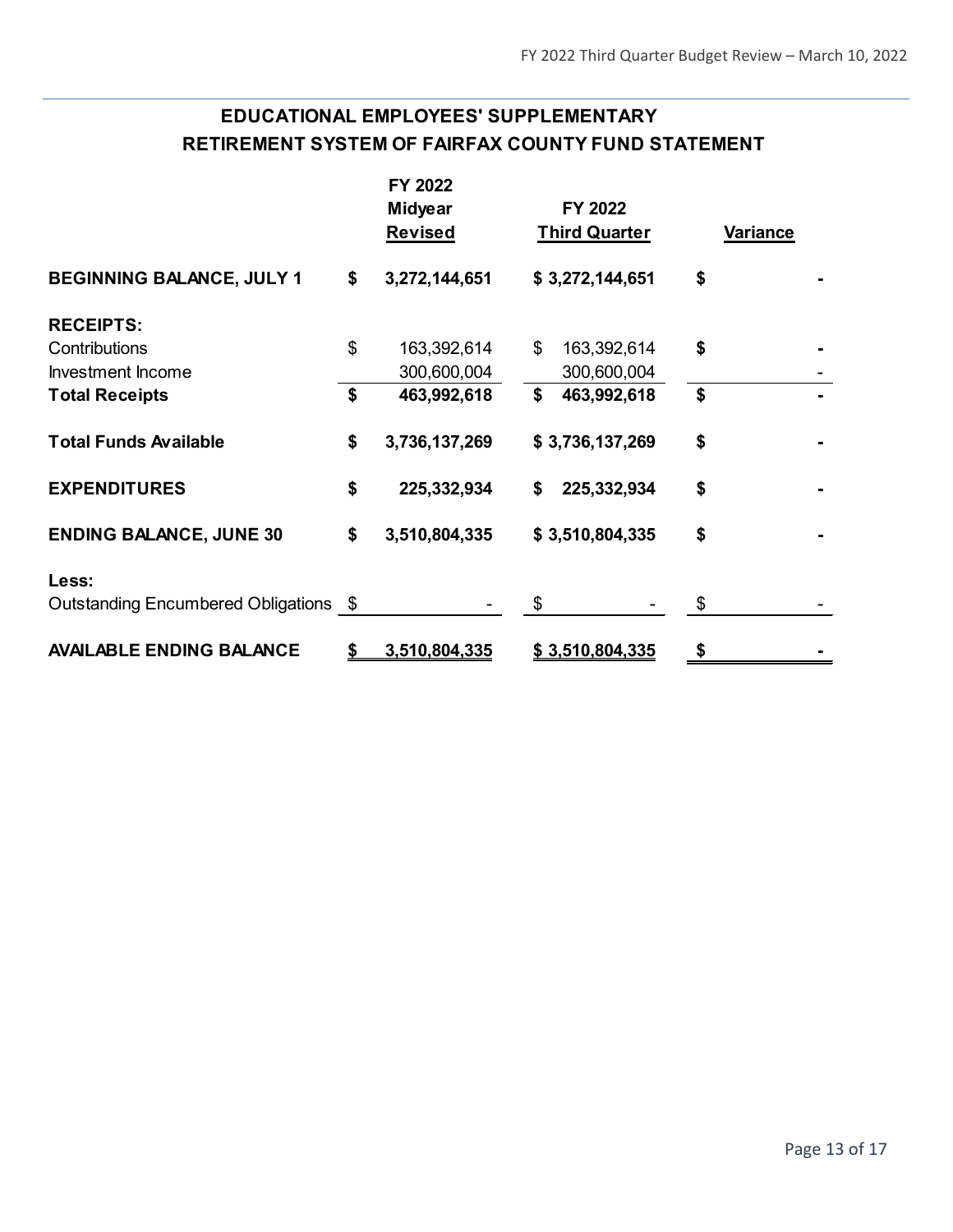## EDUCATIONAL EMPLOYEES' SUPPLEMENTARY RETIREMENT SYSTEM OF FAIRFAX COUNTY FUND STATEMENT

| | FY 2022 Midyear Revised | FY 2022 Third Quarter | Variance |
|---|---|---|---|
| **BEGINNING BALANCE, JULY 1** | **$ 3,272,144,651** | **$ 3,272,144,651** | **$ -** |
| **RECEIPTS:** | | | |
| Contributions | $ 163,392,614 | $ 163,392,614 | **$ -** |
| Investment Income | 300,600,004 | 300,600,004 | - |
| **Total Receipts** | **$ 463,992,618** | **$ 463,992,618** | **$ -** |
| **Total Funds Available** | **$ 3,736,137,269** | **$ 3,736,137,269** | **$ -** |
| **EXPENDITURES** | **$ 225,332,934** | **$ 225,332,934** | **$ -** |
| **ENDING BALANCE, JUNE 30** | **$ 3,510,804,335** | **$ 3,510,804,335** | **$ -** |
| **Less:** | | | |
| Outstanding Encumbered Obligations | $ - | $ - | $ - |
| **AVAILABLE ENDING BALANCE** | **$ 3,510,804,335** | **$ 3,510,804,335** | **$ -** |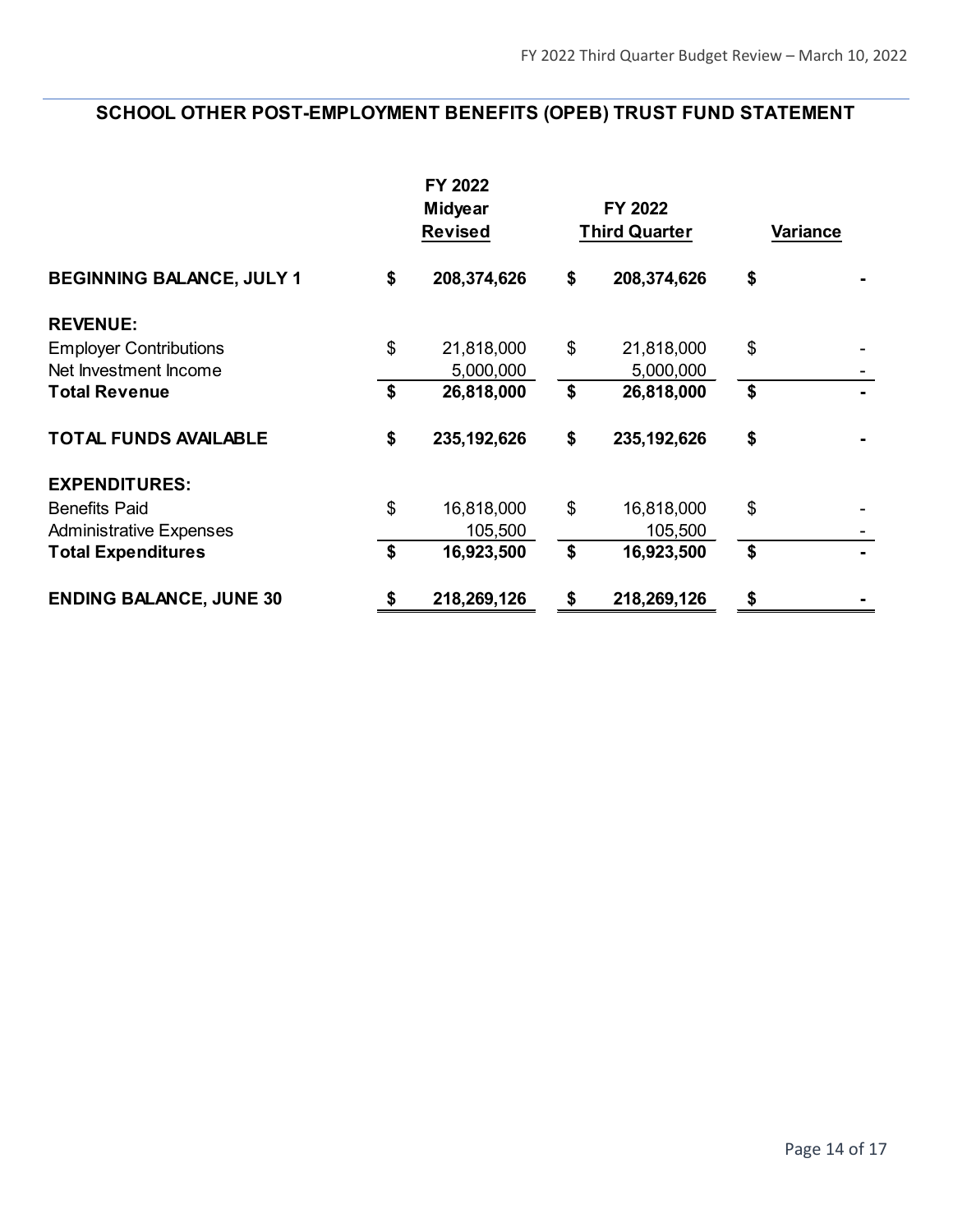## SCHOOL OTHER POST-EMPLOYMENT BENEFITS (OPEB) TRUST FUND STATEMENT

| | FY 2022 Midyear Revised | FY 2022 Third Quarter | Variance |
|---|---|---|---|
| **BEGINNING BALANCE, JULY 1** | **$ 208,374,626** | **$ 208,374,626** | **$ -** |
| **REVENUE:** | | | |
| Employer Contributions | $ 21,818,000 | $ 21,818,000 | $ - |
| Net Investment Income | 5,000,000 | 5,000,000 | - |
| **Total Revenue** | **$ 26,818,000** | **$ 26,818,000** | **$ -** |
| **TOTAL FUNDS AVAILABLE** | **$ 235,192,626** | **$ 235,192,626** | **$ -** |
| **EXPENDITURES:** | | | |
| Benefits Paid | $ 16,818,000 | $ 16,818,000 | $ - |
| Administrative Expenses | 105,500 | 105,500 | - |
| **Total Expenditures** | **$ 16,923,500** | **$ 16,923,500** | **$ -** |
| **ENDING BALANCE, JUNE 30** | **$ 218,269,126** | **$ 218,269,126** | **$ -** |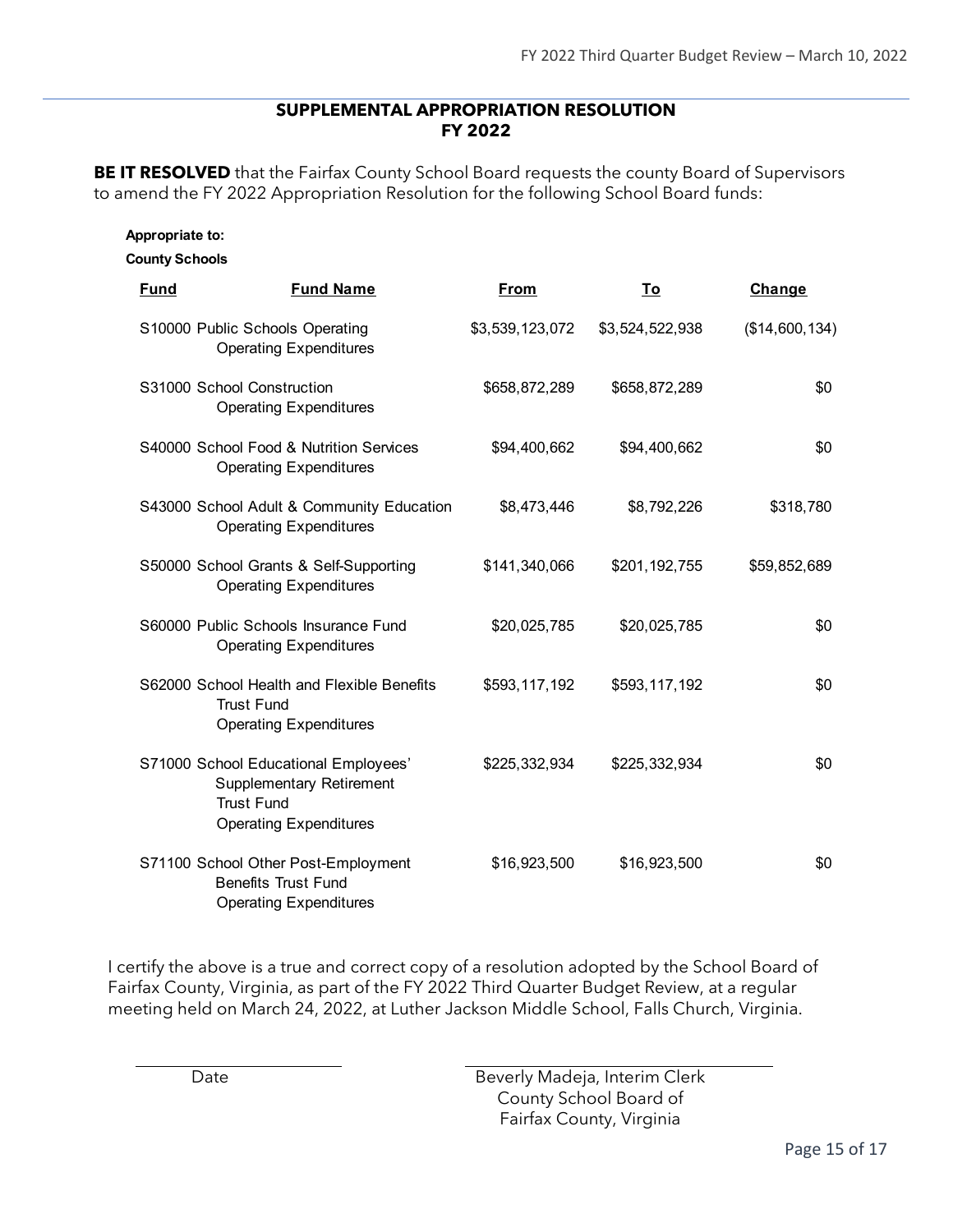## SUPPLEMENTAL APPROPRIATION RESOLUTION
## FY 2022

**BE IT RESOLVED** that the Fairfax County School Board requests the county Board of Supervisors to amend the FY 2022 Appropriation Resolution for the following School Board funds:

**Appropriate to:**

**County Schools**

| Fund | Fund Name | From | To | Change |
|---|---|---|---|---|
| S10000 | Public Schools Operating<br>Operating Expenditures | $3,539,123,072 | $3,524,522,938 | ($14,600,134) |
| S31000 | School Construction<br>Operating Expenditures | $658,872,289 | $658,872,289 | $0 |
| S40000 | School Food & Nutrition Services<br>Operating Expenditures | $94,400,662 | $94,400,662 | $0 |
| S43000 | School Adult & Community Education<br>Operating Expenditures | $8,473,446 | $8,792,226 | $318,780 |
| S50000 | School Grants & Self-Supporting<br>Operating Expenditures | $141,340,066 | $201,192,755 | $59,852,689 |
| S60000 | Public Schools Insurance Fund<br>Operating Expenditures | $20,025,785 | $20,025,785 | $0 |
| S62000 | School Health and Flexible Benefits Trust Fund<br>Operating Expenditures | $593,117,192 | $593,117,192 | $0 |
| S71000 | School Educational Employees' Supplementary Retirement Trust Fund<br>Operating Expenditures | $225,332,934 | $225,332,934 | $0 |
| S71100 | School Other Post-Employment Benefits Trust Fund<br>Operating Expenditures | $16,923,500 | $16,923,500 | $0 |

I certify the above is a true and correct copy of a resolution adopted by the School Board of Fairfax County, Virginia, as part of the FY 2022 Third Quarter Budget Review, at a regular meeting held on March 24, 2022, at Luther Jackson Middle School, Falls Church, Virginia.

Date

Beverly Madeja, Interim Clerk
County School Board of
Fairfax County, Virginia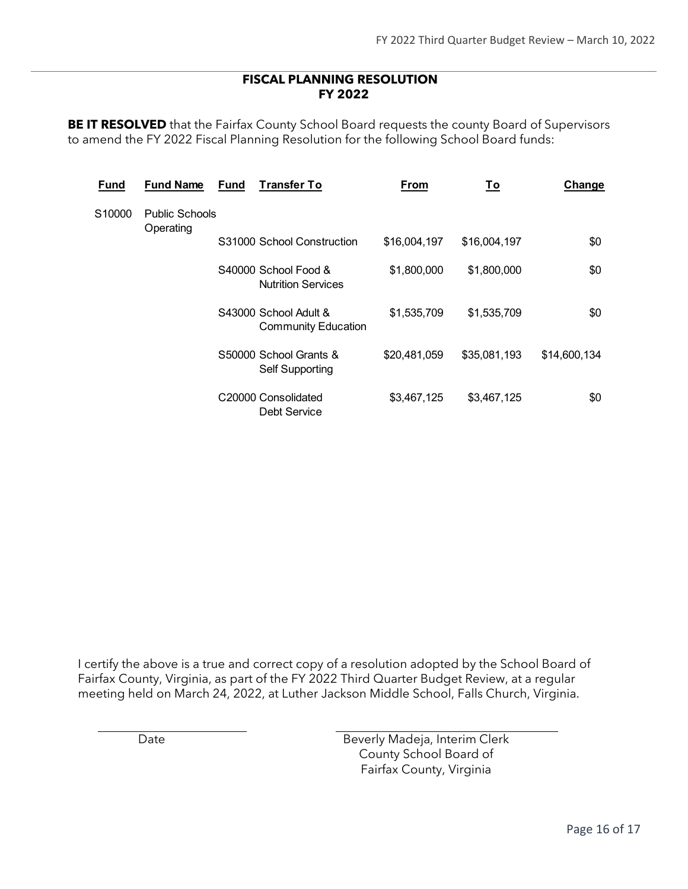## FISCAL PLANNING RESOLUTION
## FY 2022

**BE IT RESOLVED** that the Fairfax County School Board requests the county Board of Supervisors to amend the FY 2022 Fiscal Planning Resolution for the following School Board funds:

| Fund | Fund Name | Fund | Transfer To | From | To | Change |
|---|---|---|---|---|---|---|
| S10000 | Public Schools Operating | | | | | |
| | | S31000 | School Construction | $16,004,197 | $16,004,197 | $0 |
| | | S40000 | School Food & Nutrition Services | $1,800,000 | $1,800,000 | $0 |
| | | S43000 | School Adult & Community Education | $1,535,709 | $1,535,709 | $0 |
| | | S50000 | School Grants & Self Supporting | $20,481,059 | $35,081,193 | $14,600,134 |
| | | C20000 | Consolidated Debt Service | $3,467,125 | $3,467,125 | $0 |

I certify the above is a true and correct copy of a resolution adopted by the School Board of Fairfax County, Virginia, as part of the FY 2022 Third Quarter Budget Review, at a regular meeting held on March 24, 2022, at Luther Jackson Middle School, Falls Church, Virginia.

Date

Beverly Madeja, Interim Clerk
County School Board of
Fairfax County, Virginia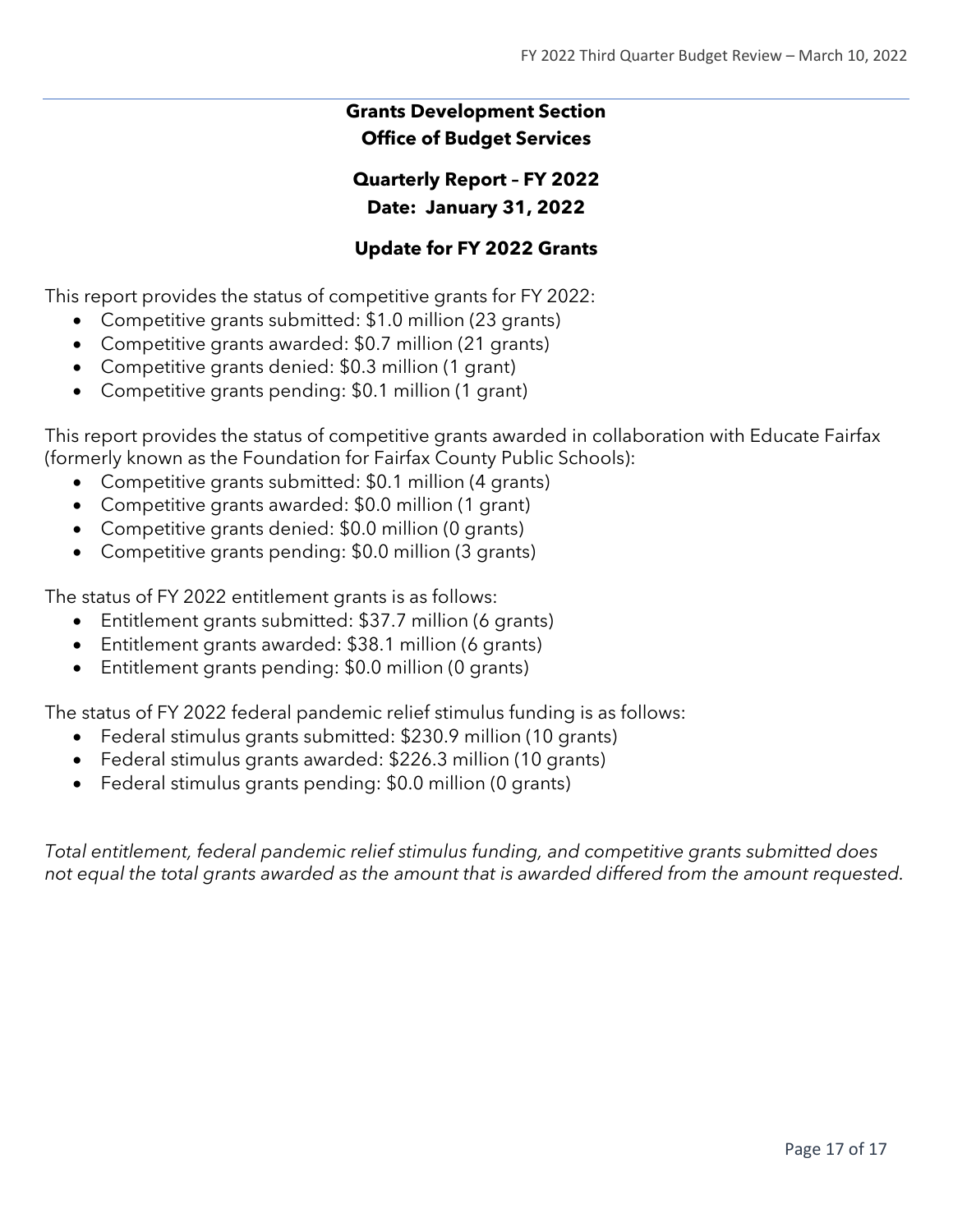## Grants Development Section
## Office of Budget Services

### Quarterly Report – FY 2022
### Date: January 31, 2022

### Update for FY 2022 Grants

This report provides the status of competitive grants for FY 2022:

- Competitive grants submitted: $1.0 million (23 grants)
- Competitive grants awarded: $0.7 million (21 grants)
- Competitive grants denied: $0.3 million (1 grant)
- Competitive grants pending: $0.1 million (1 grant)

This report provides the status of competitive grants awarded in collaboration with Educate Fairfax (formerly known as the Foundation for Fairfax County Public Schools):

- Competitive grants submitted: $0.1 million (4 grants)
- Competitive grants awarded: $0.0 million (1 grant)
- Competitive grants denied: $0.0 million (0 grants)
- Competitive grants pending: $0.0 million (3 grants)

The status of FY 2022 entitlement grants is as follows:

- Entitlement grants submitted: $37.7 million (6 grants)
- Entitlement grants awarded: $38.1 million (6 grants)
- Entitlement grants pending: $0.0 million (0 grants)

The status of FY 2022 federal pandemic relief stimulus funding is as follows:

- Federal stimulus grants submitted: $230.9 million (10 grants)
- Federal stimulus grants awarded: $226.3 million (10 grants)
- Federal stimulus grants pending: $0.0 million (0 grants)

*Total entitlement, federal pandemic relief stimulus funding, and competitive grants submitted does not equal the total grants awarded as the amount that is awarded differed from the amount requested.*